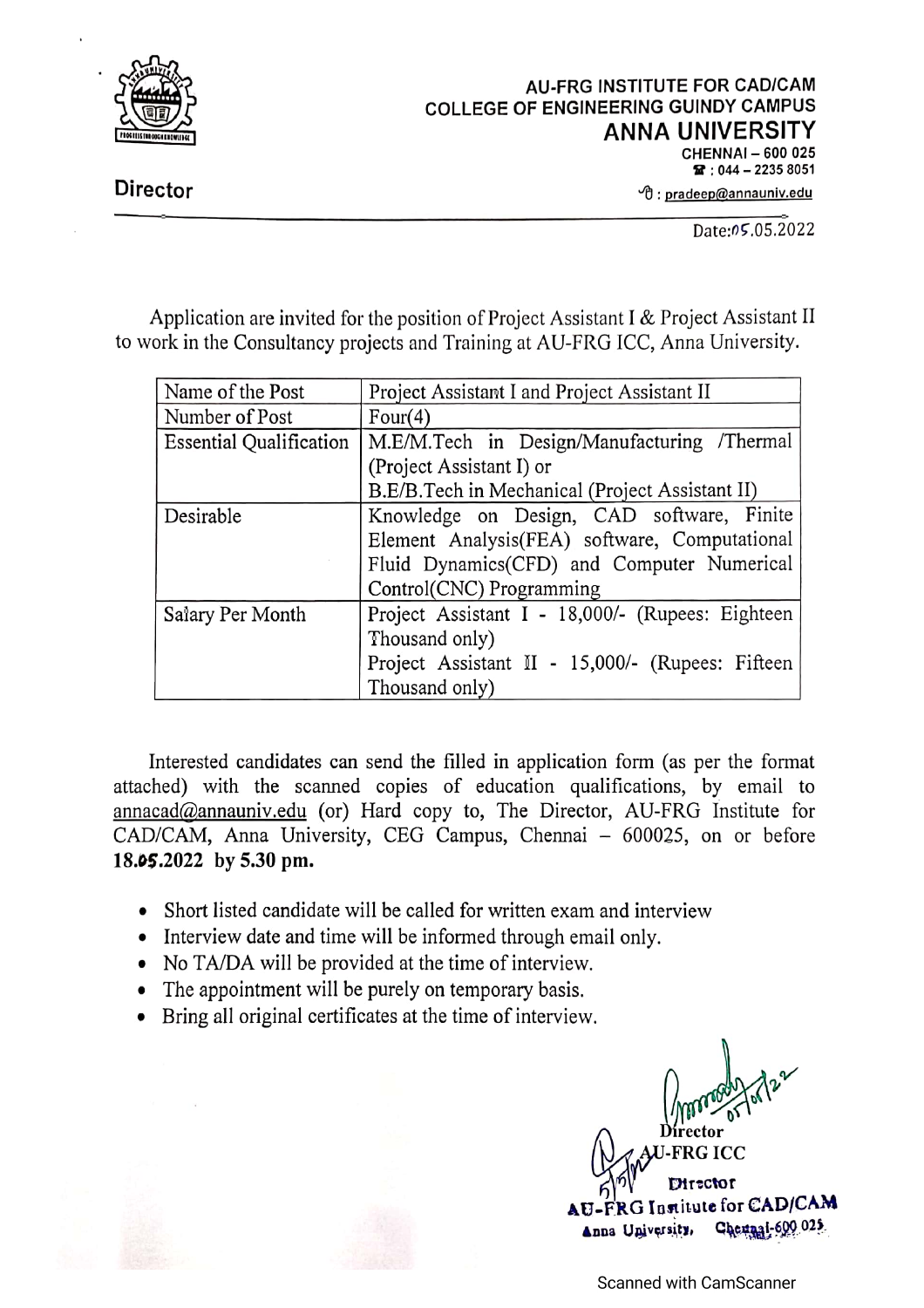**AU-FRG INSTITUTE FOR CAD/CAM**
**COLLEGE OF ENGINEERING GUINDY CAMPUS**
**ANNA UNIVERSITY**
**CHENNAI – 600 025**
☎ : 044 – 2235 8051
✉ : pradeep@annauniv.edu

**Director**

Date:05.05.2022

Application are invited for the position of Project Assistant I & Project Assistant II to work in the Consultancy projects and Training at AU-FRG ICC, Anna University.

| Name of the Post | Project Assistant I and Project Assistant II |
|---|---|
| Number of Post | Four(4) |
| Essential Qualification | M.E/M.Tech in Design/Manufacturing /Thermal (Project Assistant I) or B.E/B.Tech in Mechanical (Project Assistant II) |
| Desirable | Knowledge on Design, CAD software, Finite Element Analysis(FEA) software, Computational Fluid Dynamics(CFD) and Computer Numerical Control(CNC) Programming |
| Salary Per Month | Project Assistant I - 18,000/- (Rupees: Eighteen Thousand only) Project Assistant II - 15,000/- (Rupees: Fifteen Thousand only) |

Interested candidates can send the filled in application form (as per the format attached) with the scanned copies of education qualifications, by email to annacad@annauniv.edu (or) Hard copy to, The Director, AU-FRG Institute for CAD/CAM, Anna University, CEG Campus, Chennai – 600025, on or before **18.05.2022 by 5.30 pm.**

- Short listed candidate will be called for written exam and interview
- Interview date and time will be informed through email only.
- No TA/DA will be provided at the time of interview.
- The appointment will be purely on temporary basis.
- Bring all original certificates at the time of interview.

Director
AU-FRG ICC

Director
AU-FRG Institute for CAD/CAM
Anna University, Chennai-600 025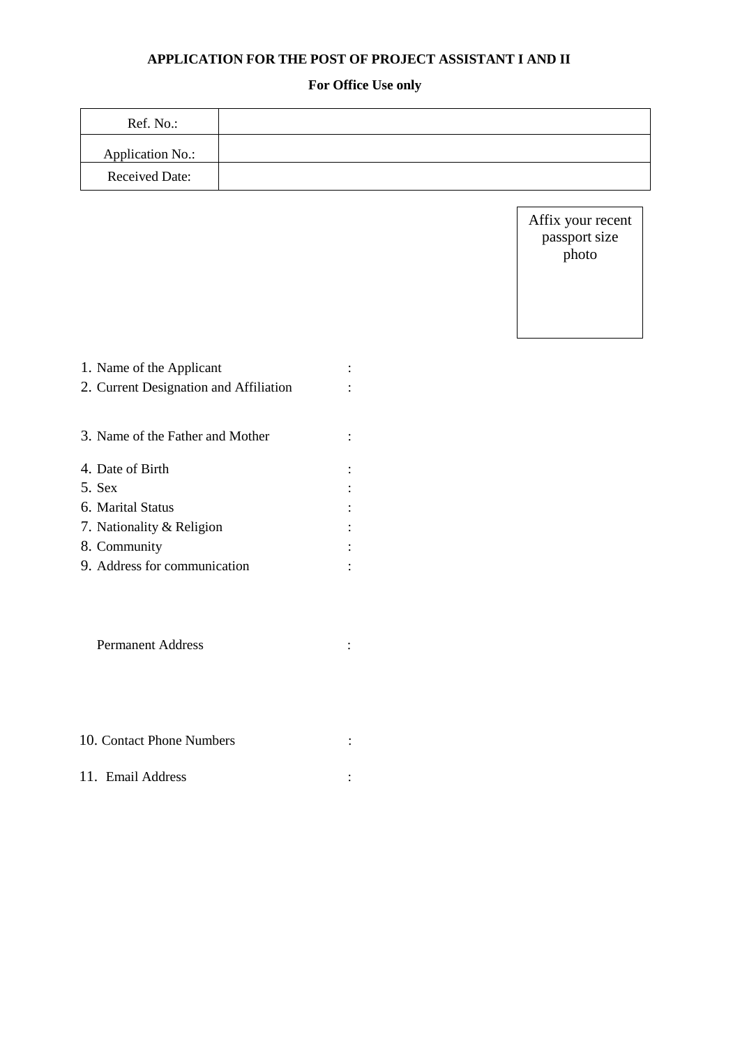**APPLICATION FOR THE POST OF PROJECT ASSISTANT I AND II**

**For Office Use only**

| Ref. No.: | |
|---|---|
| Application No.: | |
| Received Date: | |

Affix your recent passport size photo

1. Name of the Applicant :
2. Current Designation and Affiliation :
3. Name of the Father and Mother :
4. Date of Birth :
5. Sex :
6. Marital Status :
7. Nationality & Religion :
8. Community :
9. Address for communication :

   Permanent Address :

10. Contact Phone Numbers :
11. Email Address :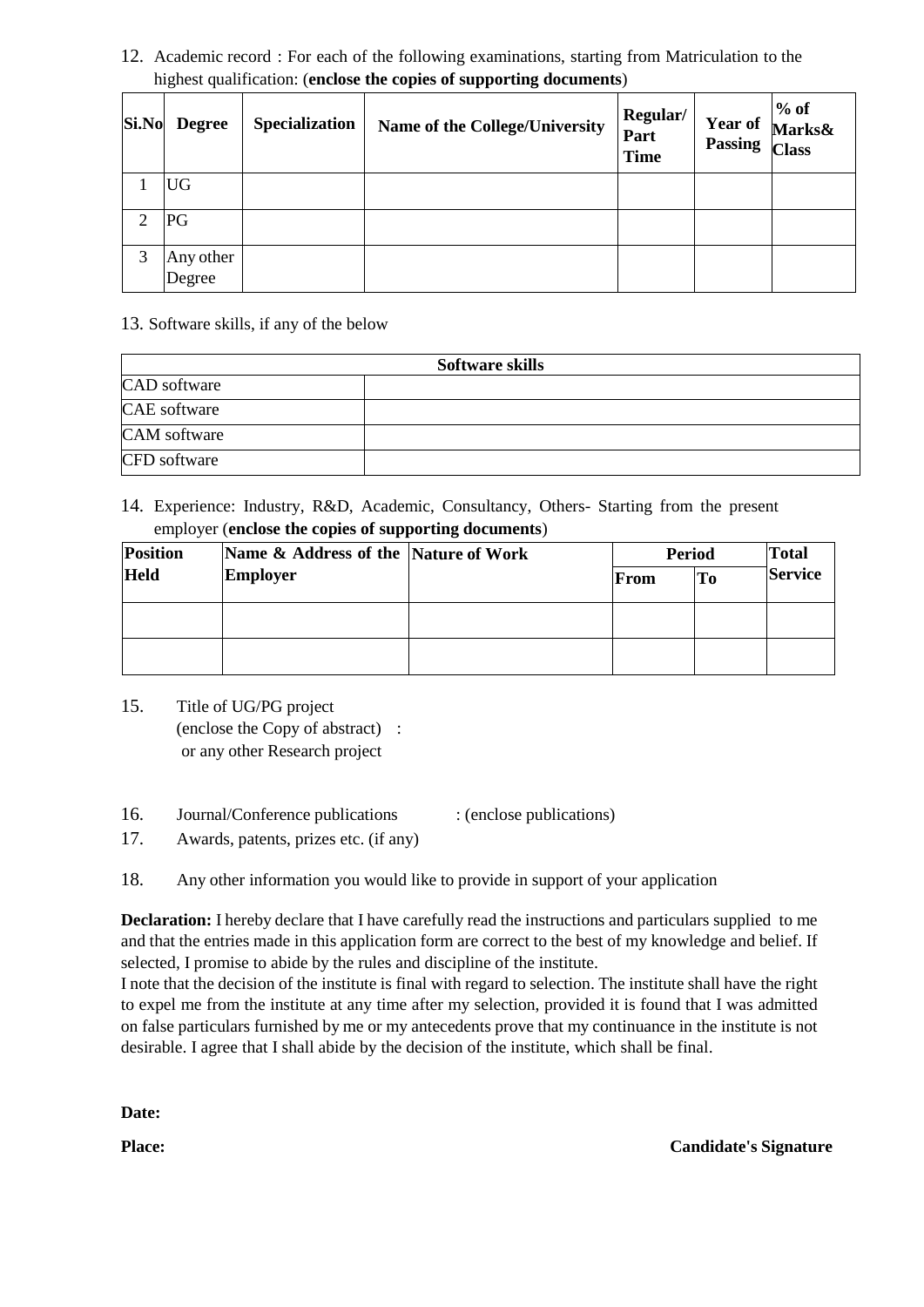12. Academic record : For each of the following examinations, starting from Matriculation to the highest qualification: (**enclose the copies of supporting documents**)

| Si.No | Degree | Specialization | Name of the College/University | Regular/ Part Time | Year of Passing | % of Marks& Class |
|---|---|---|---|---|---|---|
| 1 | UG | | | | | |
| 2 | PG | | | | | |
| 3 | Any other Degree | | | | | |

13. Software skills, if any of the below

| Software skills | |
|---|---|
| CAD software | |
| CAE software | |
| CAM software | |
| CFD software | |

14. Experience: Industry, R&D, Academic, Consultancy, Others- Starting from the present employer (**enclose the copies of supporting documents**)

| Position Held | Name & Address of the Employer | Nature of Work | Period | | Total Service |
|---|---|---|---|---|---|
| | | | From | To | |
| | | | | | |
| | | | | | |

15. Title of UG/PG project (enclose the Copy of abstract) : or any other Research project

16. Journal/Conference publications : (enclose publications)

17. Awards, patents, prizes etc. (if any)

18. Any other information you would like to provide in support of your application

**Declaration:** I hereby declare that I have carefully read the instructions and particulars supplied to me and that the entries made in this application form are correct to the best of my knowledge and belief. If selected, I promise to abide by the rules and discipline of the institute.

I note that the decision of the institute is final with regard to selection. The institute shall have the right to expel me from the institute at any time after my selection, provided it is found that I was admitted on false particulars furnished by me or my antecedents prove that my continuance in the institute is not desirable. I agree that I shall abide by the decision of the institute, which shall be final.

**Date:**

**Place:** **Candidate's Signature**